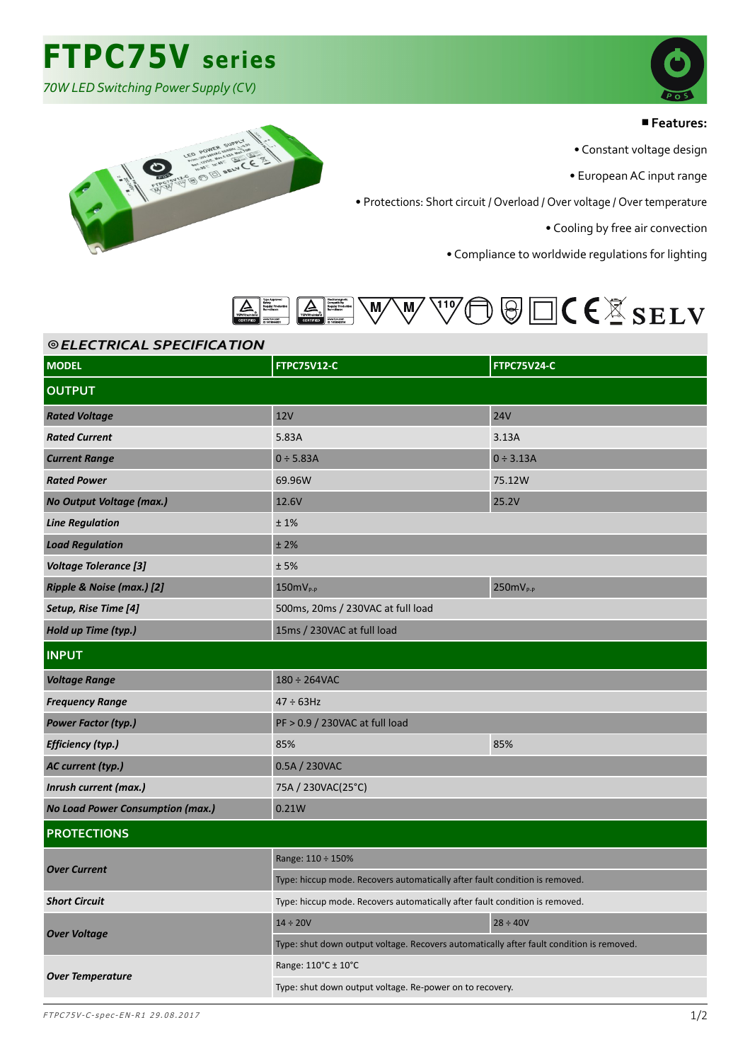# FTPC75V series

*70W LED Switching Power Supply (CV)*

■ **Features:**

- Constant voltage design
- European AC input range
- Protections: Short circuit / Overload / Over voltage / Over temperature
- Cooling by free air convection
- Compliance to worldwide regulations for lighting

SELV

## ELECTRICAL SPECIFICATION

| MODEL | FTPC75V12-C | FTPC75V24-C |
|---|---|---|
| **OUTPUT** | | |
| ***Rated Voltage*** | 12V | 24V |
| ***Rated Current*** | 5.83A | 3.13A |
| ***Current Range*** | 0 ÷ 5.83A | 0 ÷ 3.13A |
| ***Rated Power*** | 69.96W | 75.12W |
| ***No Output Voltage (max.)*** | 12.6V | 25.2V |
| ***Line Regulation*** | ± 1% | |
| ***Load Regulation*** | ± 2% | |
| ***Voltage Tolerance [3]*** | ± 5% | |
| ***Ripple & Noise (max.) [2]*** | $150mV_{P-P}$ | $250mV_{P-P}$ |
| ***Setup, Rise Time [4]*** | 500ms, 20ms / 230VAC at full load | |
| ***Hold up Time (typ.)*** | 15ms / 230VAC at full load | |
| **INPUT** | | |
| ***Voltage Range*** | 180 ÷ 264VAC | |
| ***Frequency Range*** | 47 ÷ 63Hz | |
| ***Power Factor (typ.)*** | PF > 0.9 / 230VAC at full load | |
| ***Efficiency (typ.)*** | 85% | 85% |
| ***AC current (typ.)*** | 0.5A / 230VAC | |
| ***Inrush current (max.)*** | 75A / 230VAC(25°C) | |
| ***No Load Power Consumption (max.)*** | 0.21W | |
| **PROTECTIONS** | | |
| ***Over Current*** | Range: 110 ÷ 150% | |
| | Type: hiccup mode. Recovers automatically after fault condition is removed. | |
| ***Short Circuit*** | Type: hiccup mode. Recovers automatically after fault condition is removed. | |
| ***Over Voltage*** | 14 ÷ 20V | 28 ÷ 40V |
| | Type: shut down output voltage. Recovers automatically after fault condition is removed. | |
| ***Over Temperature*** | Range: 110°C ± 10°C | |
| | Type: shut down output voltage. Re-power on to recovery. | |

*FTPC75V-C-spec-EN-R1 29.08.2017*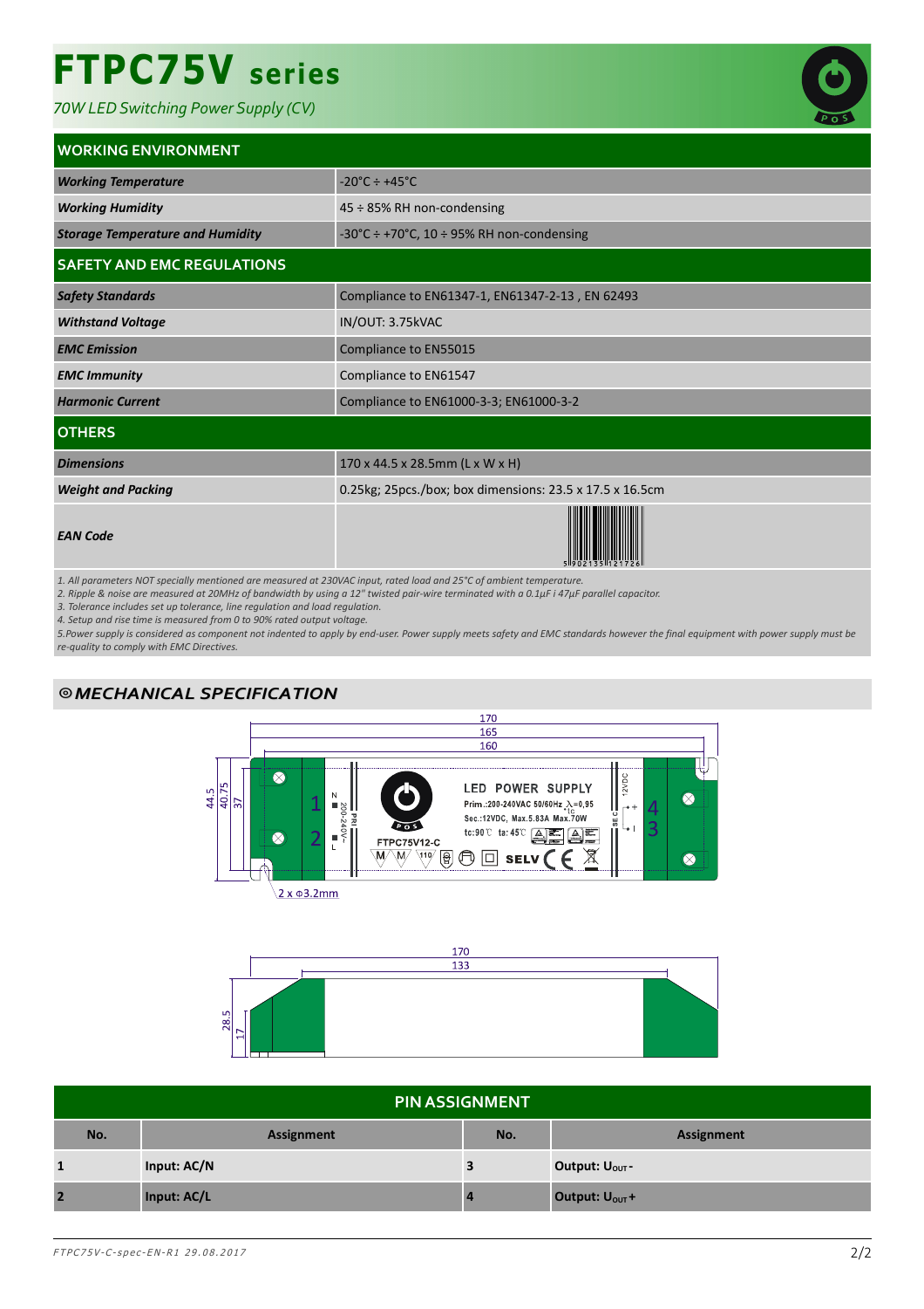# FTPC75V series

*70W LED Switching Power Supply (CV)*

| WORKING ENVIRONMENT | |
|---|---|
| ***Working Temperature*** | -20°C ÷ +45°C |
| ***Working Humidity*** | 45 ÷ 85% RH non-condensing |
| ***Storage Temperature and Humidity*** | -30°C ÷ +70°C, 10 ÷ 95% RH non-condensing |

| SAFETY AND EMC REGULATIONS | |
|---|---|
| ***Safety Standards*** | Compliance to EN61347-1, EN61347-2-13 , EN 62493 |
| ***Withstand Voltage*** | IN/OUT: 3.75kVAC |
| ***EMC Emission*** | Compliance to EN55015 |
| ***EMC Immunity*** | Compliance to EN61547 |
| ***Harmonic Current*** | Compliance to EN61000-3-3; EN61000-3-2 |

| OTHERS | |
|---|---|
| ***Dimensions*** | 170 x 44.5 x 28.5mm (L x W x H) |
| ***Weight and Packing*** | 0.25kg; 25pcs./box; box dimensions: 23.5 x 17.5 x 16.5cm |
| ***EAN Code*** | 5 902135 121726 |

*1. All parameters NOT specially mentioned are measured at 230VAC input, rated load and 25°C of ambient temperature.*
*2. Ripple & noise are measured at 20MHz of bandwidth by using a 12" twisted pair-wire terminated with a 0.1µF i 47µF parallel capacitor.*
*3. Tolerance includes set up tolerance, line regulation and load regulation.*
*4. Setup and rise time is measured from 0 to 90% rated output voltage.*
*5.Power supply is considered as component not indented to apply by end-user. Power supply meets safety and EMC standards however the final equipment with power supply must be re-quality to comply with EMC Directives.*

## MECHANICAL SPECIFICATION

170
165
160
44.5
40.75
37
1
2
3
4
N
L
PRI
200-240V~
LED POWER SUPPLY
Prim.:200-240VAC 50/60Hz λ=0,95
Sec.:12VDC, Max.5.83A Max.70W
tc:90℃ ta: 45℃
FTPC75V12-C
SELV
12VDC
SEC
2 x ⌀3.2mm

170
133
28.5
17

| PIN ASSIGNMENT | | | |
|---|---|---|---|
| **No.** | **Assignment** | **No.** | **Assignment** |
| **1** | **Input: AC/N** | **3** | **Output: $U_{OUT}$-** |
| **2** | **Input: AC/L** | **4** | **Output: $U_{OUT}$+** |